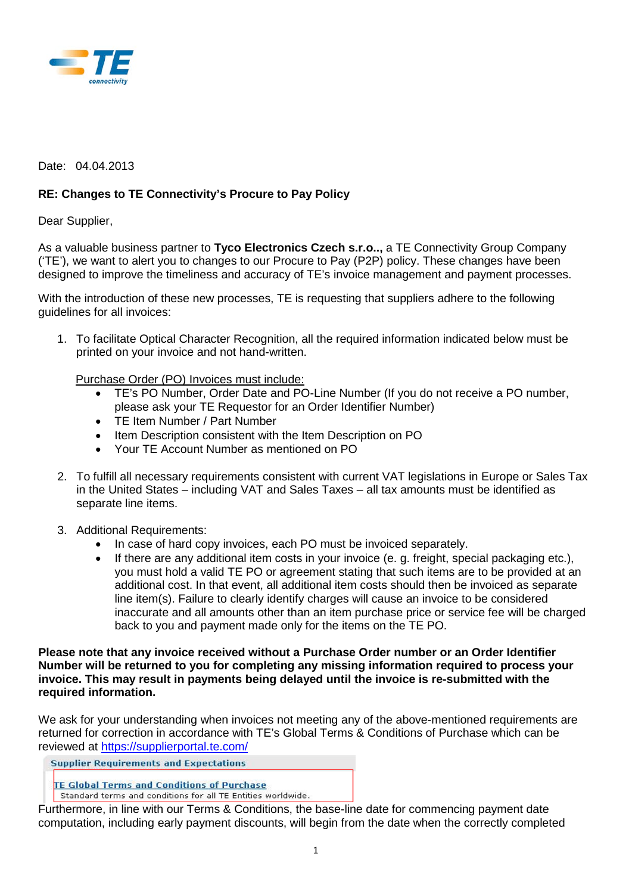Date: 04.04.2013

**RE: Changes to TE Connectivity's Procure to Pay Policy**

Dear Supplier,

As a valuable business partner to **Tyco Electronics Czech s.r.o..,** a TE Connectivity Group Company ('TE'), we want to alert you to changes to our Procure to Pay (P2P) policy. These changes have been designed to improve the timeliness and accuracy of TE's invoice management and payment processes.

With the introduction of these new processes, TE is requesting that suppliers adhere to the following guidelines for all invoices:

1. To facilitate Optical Character Recognition, all the required information indicated below must be printed on your invoice and not hand-written.

   Purchase Order (PO) Invoices must include:
   - TE's PO Number, Order Date and PO-Line Number (If you do not receive a PO number, please ask your TE Requestor for an Order Identifier Number)
   - TE Item Number / Part Number
   - Item Description consistent with the Item Description on PO
   - Your TE Account Number as mentioned on PO

2. To fulfill all necessary requirements consistent with current VAT legislations in Europe or Sales Tax in the United States – including VAT and Sales Taxes – all tax amounts must be identified as separate line items.

3. Additional Requirements:
   - In case of hard copy invoices, each PO must be invoiced separately.
   - If there are any additional item costs in your invoice (e. g. freight, special packaging etc.), you must hold a valid TE PO or agreement stating that such items are to be provided at an additional cost. In that event, all additional item costs should then be invoiced as separate line item(s). Failure to clearly identify charges will cause an invoice to be considered inaccurate and all amounts other than an item purchase price or service fee will be charged back to you and payment made only for the items on the TE PO.

**Please note that any invoice received without a Purchase Order number or an Order Identifier Number will be returned to you for completing any missing information required to process your invoice. This may result in payments being delayed until the invoice is re-submitted with the required information.**

We ask for your understanding when invoices not meeting any of the above-mentioned requirements are returned for correction in accordance with TE's Global Terms & Conditions of Purchase which can be reviewed at https://supplierportal.te.com/

Supplier Requirements and Expectations

TE Global Terms and Conditions of Purchase
Standard terms and conditions for all TE Entities worldwide.

Furthermore, in line with our Terms & Conditions, the base-line date for commencing payment date computation, including early payment discounts, will begin from the date when the correctly completed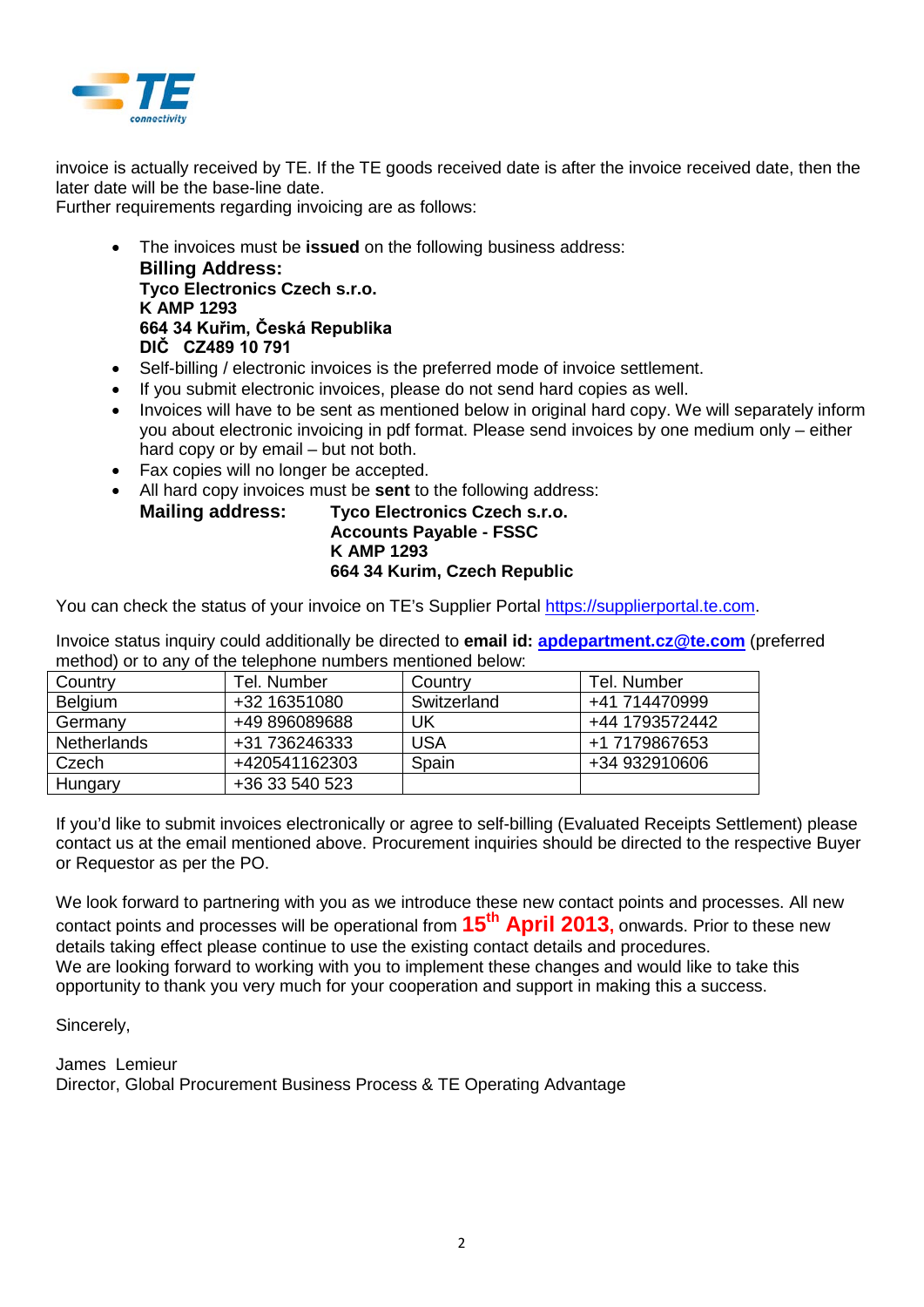invoice is actually received by TE. If the TE goods received date is after the invoice received date, then the later date will be the base-line date.
Further requirements regarding invoicing are as follows:

- The invoices must be **issued** on the following business address:
  **Billing Address:**
  **Tyco Electronics Czech s.r.o.**
  **K AMP 1293**
  **664 34 Kuřim, Česká Republika**
  **DIČ   CZ489 10 791**
- Self-billing / electronic invoices is the preferred mode of invoice settlement.
- If you submit electronic invoices, please do not send hard copies as well.
- Invoices will have to be sent as mentioned below in original hard copy. We will separately inform you about electronic invoicing in pdf format. Please send invoices by one medium only – either hard copy or by email – but not both.
- Fax copies will no longer be accepted.
- All hard copy invoices must be **sent** to the following address:
  **Mailing address:** **Tyco Electronics Czech s.r.o.**
  **Accounts Payable - FSSC**
  **K AMP 1293**
  **664 34 Kurim, Czech Republic**

You can check the status of your invoice on TE's Supplier Portal https://supplierportal.te.com.

Invoice status inquiry could additionally be directed to **email id: apdepartment.cz@te.com** (preferred method) or to any of the telephone numbers mentioned below:

| Country | Tel. Number | Country | Tel. Number |
|---|---|---|---|
| Belgium | +32 16351080 | Switzerland | +41 714470999 |
| Germany | +49 896089688 | UK | +44 1793572442 |
| Netherlands | +31 736246333 | USA | +1 7179867653 |
| Czech | +420541162303 | Spain | +34 932910606 |
| Hungary | +36 33 540 523 | | |

If you'd like to submit invoices electronically or agree to self-billing (Evaluated Receipts Settlement) please contact us at the email mentioned above. Procurement inquiries should be directed to the respective Buyer or Requestor as per the PO.

We look forward to partnering with you as we introduce these new contact points and processes. All new contact points and processes will be operational from **15th April 2013**, onwards. Prior to these new details taking effect please continue to use the existing contact details and procedures.
We are looking forward to working with you to implement these changes and would like to take this opportunity to thank you very much for your cooperation and support in making this a success.

Sincerely,

James Lemieur
Director, Global Procurement Business Process & TE Operating Advantage